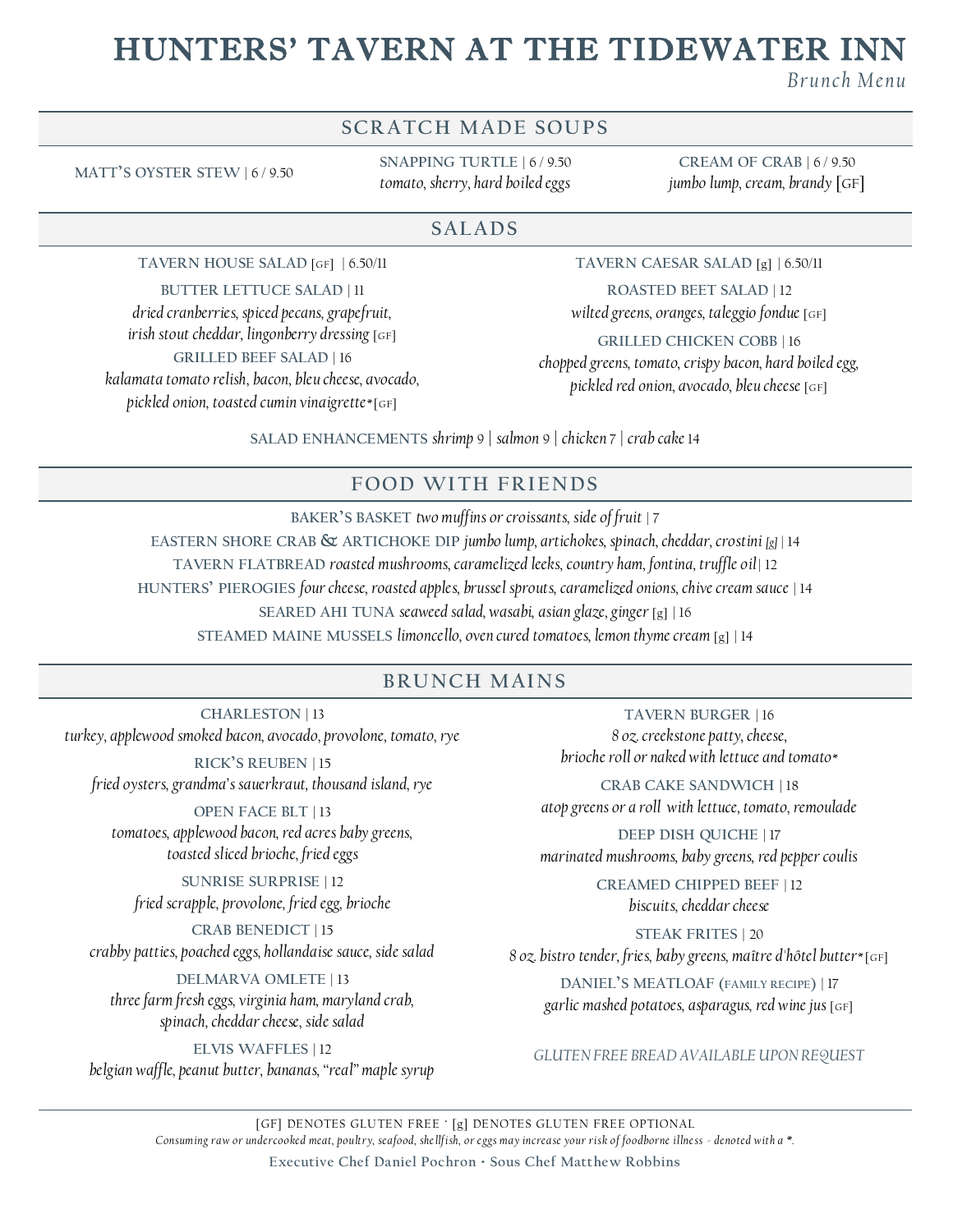# HUNTERS' TAVERN AT THE TIDEWATER INN

*Brunch Menu*

## SCRATCH MADE SOUPS

MATT'S OYSTER STEW | 6 / 9.50

SNAPPING TURTLE | 6 / 9.50
*tomato, sherry, hard boiled eggs*

CREAM OF CRAB | 6 / 9.50
*jumbo lump, cream, brandy* [GF]

## SALADS

TAVERN HOUSE SALAD [GF] | 6.50/11

BUTTER LETTUCE SALAD | 11
*dried cranberries, spiced pecans, grapefruit, irish stout cheddar, lingonberry dressing* [GF]

GRILLED BEEF SALAD | 16
*kalamata tomato relish, bacon, bleu cheese, avocado, pickled onion, toasted cumin vinaigrette** [GF]

TAVERN CAESAR SALAD [g] | 6.50/11

ROASTED BEET SALAD | 12
*wilted greens, oranges, taleggio fondue* [GF]

GRILLED CHICKEN COBB | 16
*chopped greens, tomato, crispy bacon, hard boiled egg, pickled red onion, avocado, bleu cheese* [GF]

SALAD ENHANCEMENTS *shrimp* 9 | *salmon* 9 | *chicken* 7 | *crab cake* 14

## FOOD WITH FRIENDS

BAKER'S BASKET *two muffins or croissants, side of fruit* | 7

EASTERN SHORE CRAB & ARTICHOKE DIP *jumbo lump, artichokes, spinach, cheddar, crostini* [g] | 14

TAVERN FLATBREAD *roasted mushrooms, caramelized leeks, country ham, fontina, truffle oil* | 12

HUNTERS' PIEROGIES *four cheese, roasted apples, brussel sprouts, caramelized onions, chive cream sauce* | 14

SEARED AHI TUNA *seaweed salad, wasabi, asian glaze, ginger* [g] | 16

STEAMED MAINE MUSSELS *limoncello, oven cured tomatoes, lemon thyme cream* [g] | 14

## BRUNCH MAINS

CHARLESTON | 13
*turkey, applewood smoked bacon, avocado, provolone, tomato, rye*

RICK'S REUBEN | 15
*fried oysters, grandma's sauerkraut, thousand island, rye*

OPEN FACE BLT | 13
*tomatoes, applewood bacon, red acres baby greens, toasted sliced brioche, fried eggs*

SUNRISE SURPRISE | 12
*fried scrapple, provolone, fried egg, brioche*

CRAB BENEDICT | 15
*crabby patties, poached eggs, hollandaise sauce, side salad*

DELMARVA OMLETE | 13
*three farm fresh eggs, virginia ham, maryland crab, spinach, cheddar cheese, side salad*

ELVIS WAFFLES | 12
*belgian waffle, peanut butter, bananas, "real" maple syrup*

TAVERN BURGER | 16
*8 oz. creekstone patty, cheese, brioche roll or naked with lettuce and tomato**

CRAB CAKE SANDWICH | 18
*atop greens or a roll with lettuce, tomato, remoulade*

DEEP DISH QUICHE | 17
*marinated mushrooms, baby greens, red pepper coulis*

CREAMED CHIPPED BEEF | 12
*biscuits, cheddar cheese*

STEAK FRITES | 20
*8 oz. bistro tender, fries, baby greens, maître d'hôtel butter** [GF]

DANIEL'S MEATLOAF (FAMILY RECIPE) | 17
*garlic mashed potatoes, asparagus, red wine jus* [GF]

*GLUTEN FREE BREAD AVAILABLE UPON REQUEST*

---

[GF] DENOTES GLUTEN FREE · [g] DENOTES GLUTEN FREE OPTIONAL

*Consuming raw or undercooked meat, poultry, seafood, shellfish, or eggs may increase your risk of foodborne illness - denoted with a *.*

Executive Chef Daniel Pochron • Sous Chef Matthew Robbins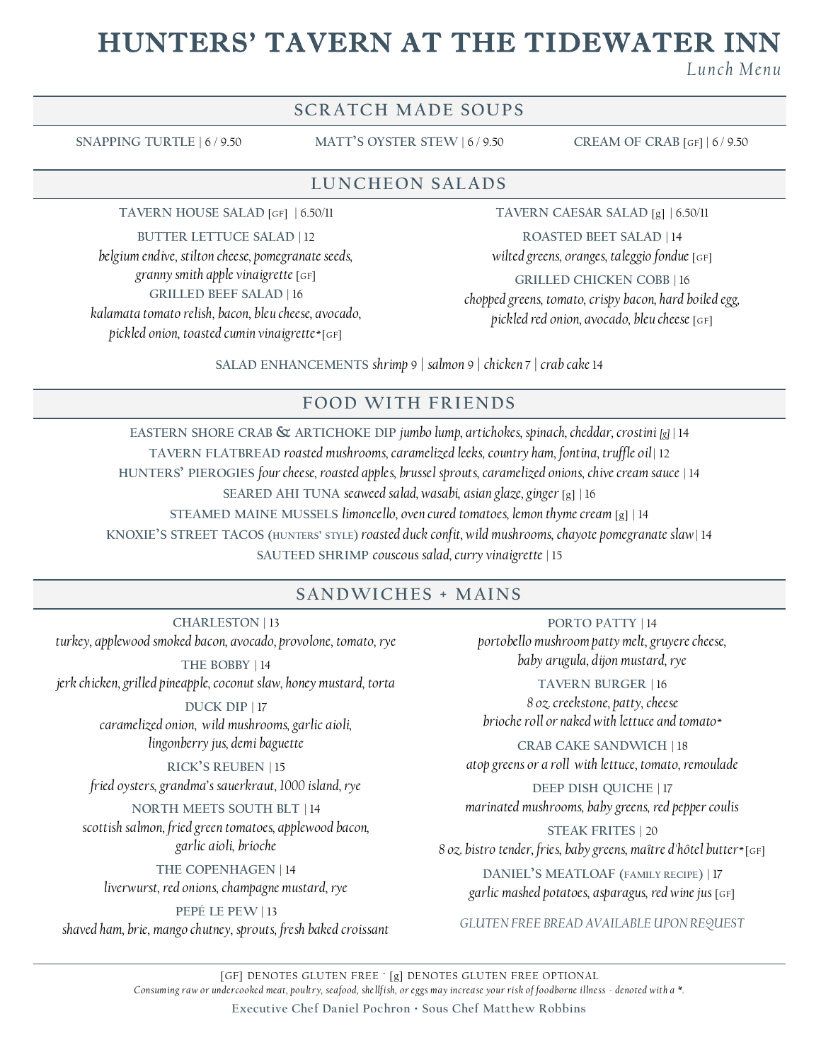# HUNTERS' TAVERN AT THE TIDEWATER INN

*Lunch Menu*

## SCRATCH MADE SOUPS

SNAPPING TURTLE | 6 / 9.50

MATT'S OYSTER STEW | 6 / 9.50

CREAM OF CRAB [GF] | 6 / 9.50

## LUNCHEON SALADS

TAVERN HOUSE SALAD [GF] | 6.50/11

BUTTER LETTUCE SALAD | 12
*belgium endive, stilton cheese, pomegranate seeds, granny smith apple vinaigrette* [GF]

GRILLED BEEF SALAD | 16
*kalamata tomato relish, bacon, bleu cheese, avocado, pickled onion, toasted cumin vinaigrette** [GF]

TAVERN CAESAR SALAD [g] | 6.50/11

ROASTED BEET SALAD | 14
*wilted greens, oranges, taleggio fondue* [GF]

GRILLED CHICKEN COBB | 16
*chopped greens, tomato, crispy bacon, hard boiled egg, pickled red onion, avocado, bleu cheese* [GF]

SALAD ENHANCEMENTS *shrimp* 9 | *salmon* 9 | *chicken* 7 | *crab cake* 14

## FOOD WITH FRIENDS

EASTERN SHORE CRAB & ARTICHOKE DIP *jumbo lump, artichokes, spinach, cheddar, crostini [g]* | 14

TAVERN FLATBREAD *roasted mushrooms, caramelized leeks, country ham, fontina, truffle oil* | 12

HUNTERS' PIEROGIES *four cheese, roasted apples, brussel sprouts, caramelized onions, chive cream sauce* | 14

SEARED AHI TUNA *seaweed salad, wasabi, asian glaze, ginger* [g] | 16

STEAMED MAINE MUSSELS *limoncello, oven cured tomatoes, lemon thyme cream* [g] | 14

KNOXIE'S STREET TACOS (HUNTERS' STYLE) *roasted duck confit, wild mushrooms, chayote pomegranate slaw* | 14

SAUTEED SHRIMP *couscous salad, curry vinaigrette* | 15

## SANDWICHES + MAINS

CHARLESTON | 13
*turkey, applewood smoked bacon, avocado, provolone, tomato, rye*

THE BOBBY | 14
*jerk chicken, grilled pineapple, coconut slaw, honey mustard, torta*

DUCK DIP | 17
*caramelized onion, wild mushrooms, garlic aioli, lingonberry jus, demi baguette*

RICK'S REUBEN | 15
*fried oysters, grandma's sauerkraut, 1000 island, rye*

NORTH MEETS SOUTH BLT | 14
*scottish salmon, fried green tomatoes, applewood bacon, garlic aioli, brioche*

THE COPENHAGEN | 14
*liverwurst, red onions, champagne mustard, rye*

PEPÉ LE PEW | 13
*shaved ham, brie, mango chutney, sprouts, fresh baked croissant*

PORTO PATTY | 14
*portobello mushroom patty melt, gruyere cheese, baby arugula, dijon mustard, rye*

TAVERN BURGER | 16
*8 oz. creekstone, patty, cheese brioche roll or naked with lettuce and tomato**

CRAB CAKE SANDWICH | 18
*atop greens or a roll with lettuce, tomato, remoulade*

DEEP DISH QUICHE | 17
*marinated mushrooms, baby greens, red pepper coulis*

STEAK FRITES | 20
*8 oz. bistro tender, fries, baby greens, maître d'hôtel butter** [GF]

DANIEL'S MEATLOAF (FAMILY RECIPE) | 17
*garlic mashed potatoes, asparagus, red wine jus* [GF]

*GLUTEN FREE BREAD AVAILABLE UPON REQUEST*

---

[GF] DENOTES GLUTEN FREE · [g] DENOTES GLUTEN FREE OPTIONAL

*Consuming raw or undercooked meat, poultry, seafood, shellfish, or eggs may increase your risk of foodborne illness - denoted with a *.*

Executive Chef Daniel Pochron · Sous Chef Matthew Robbins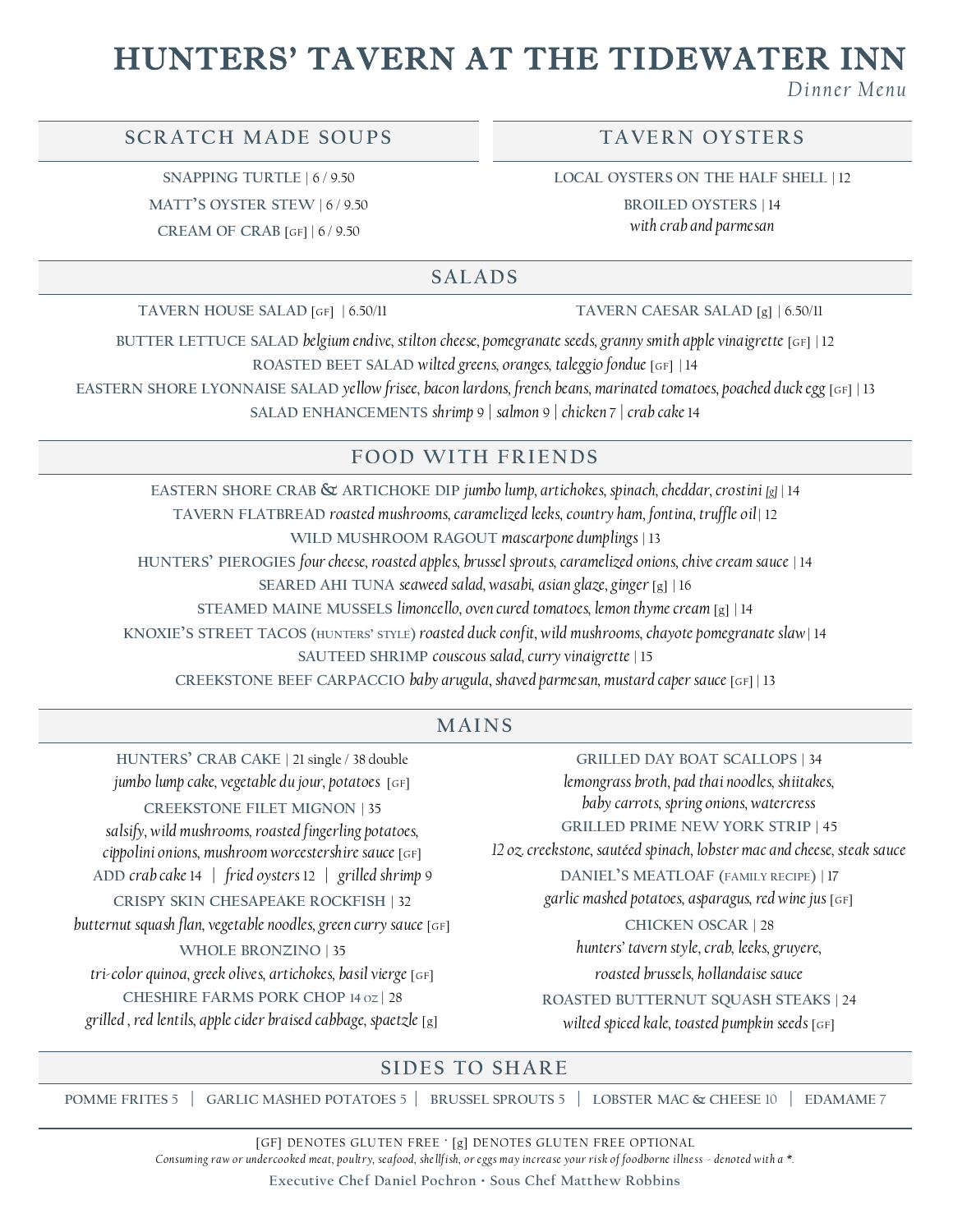# HUNTERS' TAVERN AT THE TIDEWATER INN

*Dinner Menu*

## SCRATCH MADE SOUPS

SNAPPING TURTLE | 6 / 9.50

MATT'S OYSTER STEW | 6 / 9.50

CREAM OF CRAB [GF] | 6 / 9.50

## TAVERN OYSTERS

LOCAL OYSTERS ON THE HALF SHELL | 12

BROILED OYSTERS | 14
*with crab and parmesan*

## SALADS

TAVERN HOUSE SALAD [GF] | 6.50/11

TAVERN CAESAR SALAD [g] | 6.50/11

BUTTER LETTUCE SALAD *belgium endive, stilton cheese, pomegranate seeds, granny smith apple vinaigrette* [GF] | 12

ROASTED BEET SALAD *wilted greens, oranges, taleggio fondue* [GF] | 14

EASTERN SHORE LYONNAISE SALAD *yellow frisee, bacon lardons, french beans, marinated tomatoes, poached duck egg* [GF] | 13

SALAD ENHANCEMENTS *shrimp* 9 | *salmon* 9 | *chicken* 7 | *crab cake* 14

## FOOD WITH FRIENDS

EASTERN SHORE CRAB & ARTICHOKE DIP *jumbo lump, artichokes, spinach, cheddar, crostini [g]* | 14

TAVERN FLATBREAD *roasted mushrooms, caramelized leeks, country ham, fontina, truffle oil* | 12

WILD MUSHROOM RAGOUT *mascarpone dumplings* | 13

HUNTERS' PIEROGIES *four cheese, roasted apples, brussel sprouts, caramelized onions, chive cream sauce* | 14

SEARED AHI TUNA *seaweed salad, wasabi, asian glaze, ginger* [g] | 16

STEAMED MAINE MUSSELS *limoncello, oven cured tomatoes, lemon thyme cream* [g] | 14

KNOXIE'S STREET TACOS (HUNTERS' STYLE) *roasted duck confit, wild mushrooms, chayote pomegranate slaw* | 14

SAUTEED SHRIMP *couscous salad, curry vinaigrette* | 15

CREEKSTONE BEEF CARPACCIO *baby arugula, shaved parmesan, mustard caper sauce* [GF] | 13

## MAINS

HUNTERS' CRAB CAKE | 21 single / 38 double
*jumbo lump cake, vegetable du jour, potatoes* [GF]

CREEKSTONE FILET MIGNON | 35
*salsify, wild mushrooms, roasted fingerling potatoes, cippolini onions, mushroom worcestershire sauce* [GF]
ADD *crab cake* 14 | *fried oysters* 12 | *grilled shrimp* 9

CRISPY SKIN CHESAPEAKE ROCKFISH | 32
*butternut squash flan, vegetable noodles, green curry sauce* [GF]

WHOLE BRONZINO | 35
*tri-color quinoa, greek olives, artichokes, basil vierge* [GF]

CHESHIRE FARMS PORK CHOP 14 OZ | 28
*grilled , red lentils, apple cider braised cabbage, spaetzle* [g]

GRILLED DAY BOAT SCALLOPS | 34
*lemongrass broth, pad thai noodles, shiitakes, baby carrots, spring onions, watercress*

GRILLED PRIME NEW YORK STRIP | 45
*12 oz. creekstone, sautéed spinach, lobster mac and cheese, steak sauce*

DANIEL'S MEATLOAF (FAMILY RECIPE) | 17
*garlic mashed potatoes, asparagus, red wine jus* [GF]

CHICKEN OSCAR | 28
*hunters' tavern style, crab, leeks, gruyere, roasted brussels, hollandaise sauce*

ROASTED BUTTERNUT SQUASH STEAKS | 24
*wilted spiced kale, toasted pumpkin seeds* [GF]

## SIDES TO SHARE

POMME FRITES 5 | GARLIC MASHED POTATOES 5 | BRUSSEL SPROUTS 5 | LOBSTER MAC & CHEESE 10 | EDAMAME 7

[GF] DENOTES GLUTEN FREE · [g] DENOTES GLUTEN FREE OPTIONAL

*Consuming raw or undercooked meat, poultry, seafood, shellfish, or eggs may increase your risk of foodborne illness - denoted with a *.*

Executive Chef Daniel Pochron • Sous Chef Matthew Robbins